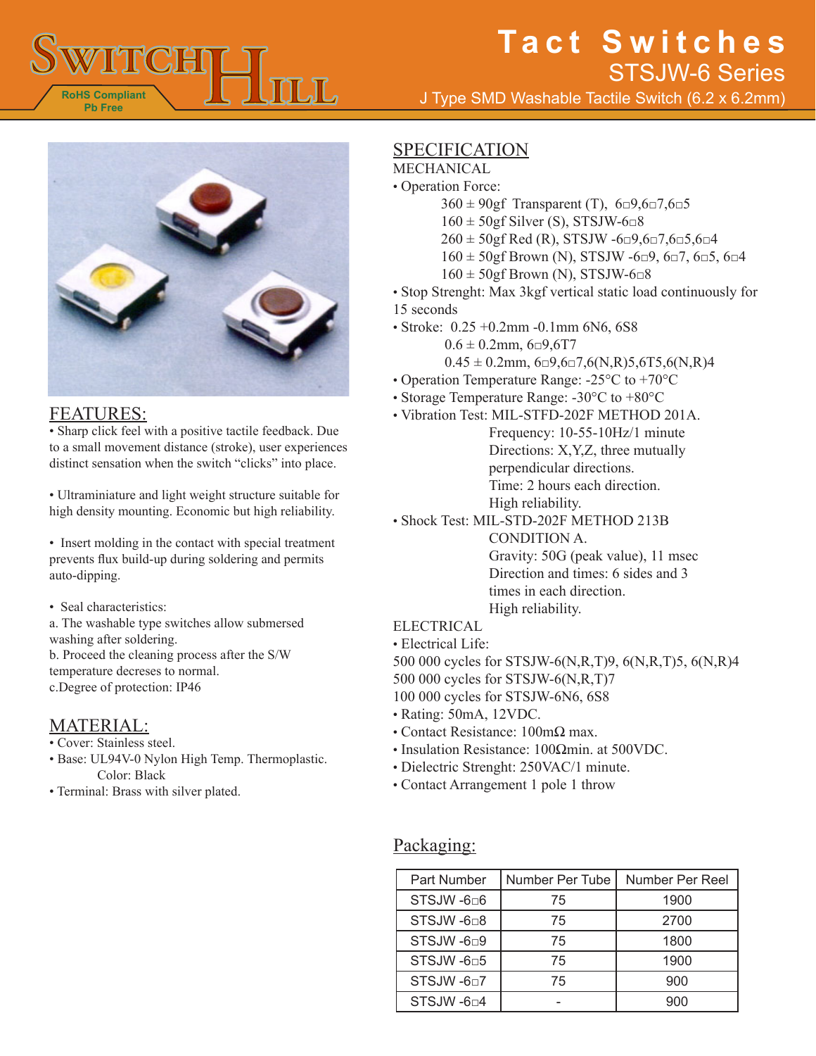# Tact Switches

## STSJW-6 Series

J Type SMD Washable Tactile Switch (6.2 x 6.2mm)

RoHS Compliant
Pb Free

## FEATURES:

• Sharp click feel with a positive tactile feedback. Due to a small movement distance (stroke), user experiences distinct sensation when the switch "clicks" into place.

• Ultraminiature and light weight structure suitable for high density mounting. Economic but high reliability.

• Insert molding in the contact with special treatment prevents flux build-up during soldering and permits auto-dipping.

• Seal characteristics:
a. The washable type switches allow submersed washing after soldering.
b. Proceed the cleaning process after the S/W temperature decreases to normal.
c.Degree of protection: IP46

## MATERIAL:

• Cover: Stainless steel.
• Base: UL94V-0 Nylon High Temp. Thermoplastic.
Color: Black
• Terminal: Brass with silver plated.

## SPECIFICATION

MECHANICAL

• Operation Force:
360 ± 90gf Transparent (T), 6□9,6□7,6□5
160 ± 50gf Silver (S), STSJW-6□8
260 ± 50gf Red (R), STSJW -6□9,6□7,6□5,6□4
160 ± 50gf Brown (N), STSJW -6□9, 6□7, 6□5, 6□4
160 ± 50gf Brown (N), STSJW-6□8
• Stop Strenght: Max 3kgf vertical static load continuously for 15 seconds
• Stroke: 0.25 +0.2mm -0.1mm 6N6, 6S8
0.6 ± 0.2mm, 6□9,6T7
0.45 ± 0.2mm, 6□9,6□7,6(N,R)5,6T5,6(N,R)4
• Operation Temperature Range: -25°C to +70°C
• Storage Temperature Range: -30°C to +80°C
• Vibration Test: MIL-STFD-202F METHOD 201A.
Frequency: 10-55-10Hz/1 minute
Directions: X,Y,Z, three mutually perpendicular directions.
Time: 2 hours each direction.
High reliability.
• Shock Test: MIL-STD-202F METHOD 213B CONDITION A.
Gravity: 50G (peak value), 11 msec
Direction and times: 6 sides and 3 times in each direction.
High reliability.

ELECTRICAL

• Electrical Life:
500 000 cycles for STSJW-6(N,R,T)9, 6(N,R,T)5, 6(N,R)4
500 000 cycles for STSJW-6(N,R,T)7
100 000 cycles for STSJW-6N6, 6S8
• Rating: 50mA, 12VDC.
• Contact Resistance: 100mΩ max.
• Insulation Resistance: 100Ωmin. at 500VDC.
• Dielectric Strenght: 250VAC/1 minute.
• Contact Arrangement 1 pole 1 throw

## Packaging:

| Part Number | Number Per Tube | Number Per Reel |
|---|---|---|
| STSJW -6□6 | 75 | 1900 |
| STSJW -6□8 | 75 | 2700 |
| STSJW -6□9 | 75 | 1800 |
| STSJW -6□5 | 75 | 1900 |
| STSJW -6□7 | 75 | 900 |
| STSJW -6□4 | - | 900 |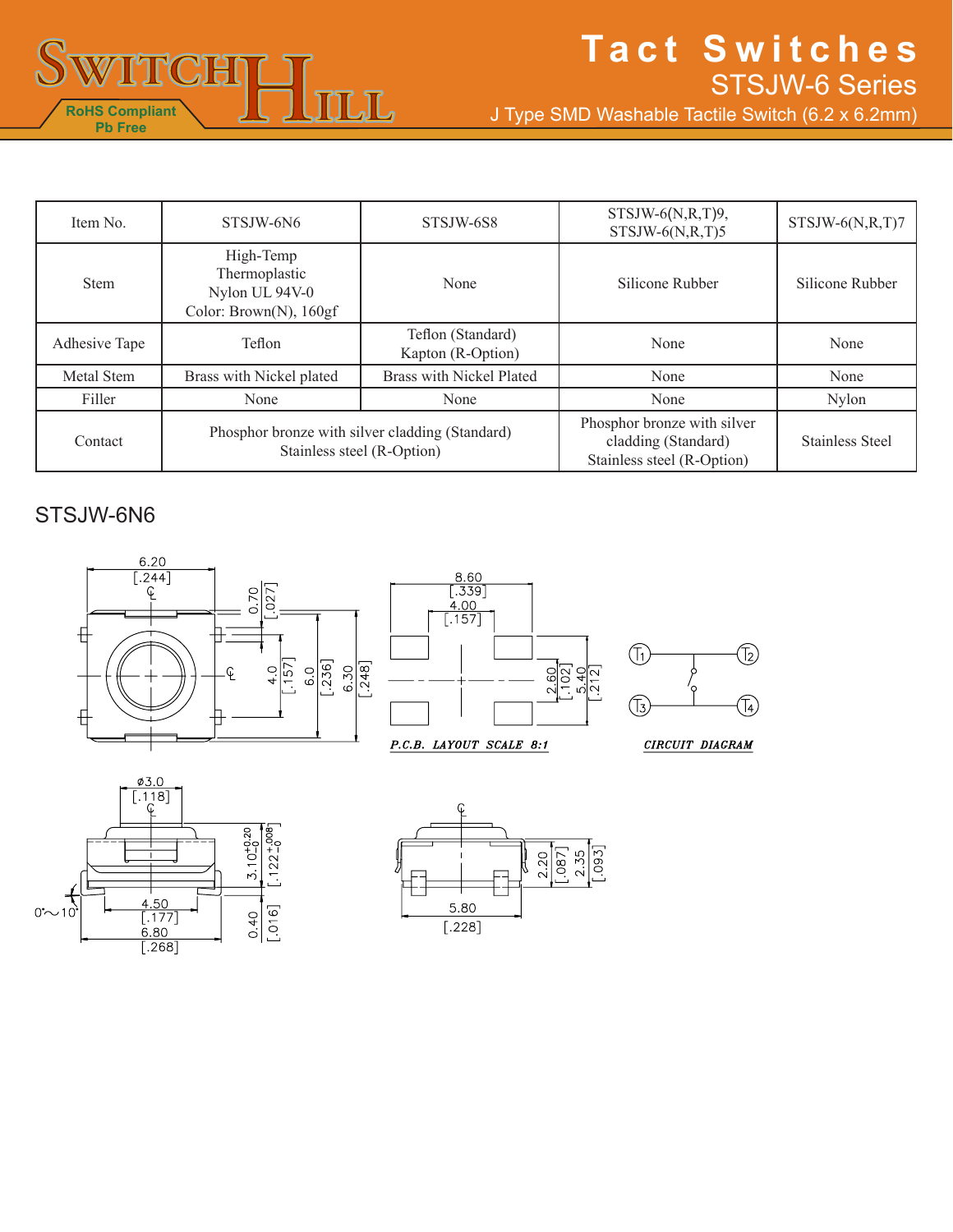# Tact Switches

## STSJW-6 Series

J Type SMD Washable Tactile Switch (6.2 x 6.2mm)

RoHS Compliant
Pb Free

| Item No. | STSJW-6N6 | STSJW-6S8 | STSJW-6(N,R,T)9, STSJW-6(N,R,T)5 | STSJW-6(N,R,T)7 |
|---|---|---|---|---|
| Stem | High-Temp Thermoplastic Nylon UL 94V-0 Color: Brown(N), 160gf | None | Silicone Rubber | Silicone Rubber |
| Adhesive Tape | Teflon | Teflon (Standard) Kapton (R-Option) | None | None |
| Metal Stem | Brass with Nickel plated | Brass with Nickel Plated | None | None |
| Filler | None | None | None | Nylon |
| Contact | Phosphor bronze with silver cladding (Standard) Stainless steel (R-Option) | | Phosphor bronze with silver cladding (Standard) Stainless steel (R-Option) | Stainless Steel |

## STSJW-6N6

6.20 [.244]
0.70 [.027]
4.0 [.157]
6.0 [.236]
6.30 [.248]

8.60 [.339]
4.00 [.157]
2.60 [.102]
5.40 [.212]

P.C.B. LAYOUT SCALE 8:1

T1 T2 T3 T4

CIRCUIT DIAGRAM

ø3.0 [.118]
$3.10^{+0.20}_{-0}$ [$.122^{+.008}_{-0}$]
0°~10°
4.50 [.177]
6.80 [.268]
0.40 [.016]

2.20 [.087]
2.35 [.093]
5.80 [.228]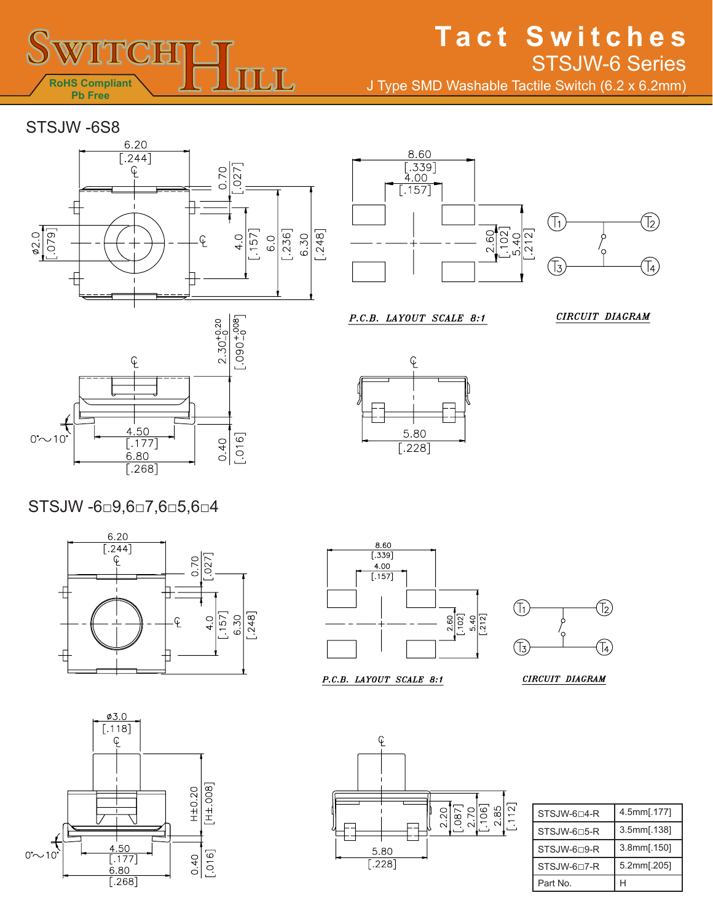# Tact Switches

## STSJW-6 Series

J Type SMD Washable Tactile Switch (6.2 x 6.2mm)

RoHS Compliant
Pb Free

### STSJW -6S8

P.C.B. LAYOUT SCALE 8:1

CIRCUIT DIAGRAM

### STSJW -6□9,6□7,6□5,6□4

P.C.B. LAYOUT SCALE 8:1

CIRCUIT DIAGRAM

| STSJW-6□4-R | 4.5mm[.177] |
|---|---|
| STSJW-6□5-R | 3.5mm[.138] |
| STSJW-6□9-R | 3.8mm[.150] |
| STSJW-6□7-R | 5.2mm[.205] |
| Part No. | H |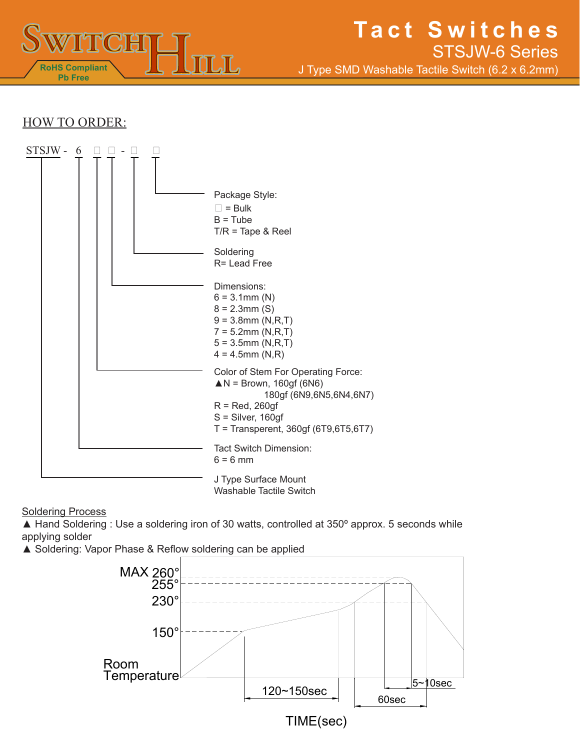# Tact Switches

## STSJW-6 Series

J Type SMD Washable Tactile Switch (6.2 x 6.2mm)

RoHS Compliant
Pb Free

## HOW TO ORDER:

STSJW - 6 □ □ - □ □

**Package Style:**
□ = Bulk
B = Tube
T/R = Tape & Reel

**Soldering**
R= Lead Free

**Dimensions:**
6 = 3.1mm (N)
8 = 2.3mm (S)
9 = 3.8mm (N,R,T)
7 = 5.2mm (N,R,T)
5 = 3.5mm (N,R,T)
4 = 4.5mm (N,R)

**Color of Stem For Operating Force:**
▲N = Brown, 160gf (6N6)
180gf (6N9,6N5,6N4,6N7)
R = Red, 260gf
S = Silver, 160gf
T = Transperent, 360gf (6T9,6T5,6T7)

**Tact Switch Dimension:**
6 = 6 mm

**J Type Surface Mount Washable Tactile Switch**

## Soldering Process

▲ Hand Soldering : Use a soldering iron of 30 watts, controlled at 350º approx. 5 seconds while applying solder

▲ Soldering: Vapor Phase & Reflow soldering can be applied

MAX 260°
255°
230°
150°
Room Temperature
120~150sec
60sec
5~10sec
TIME(sec)